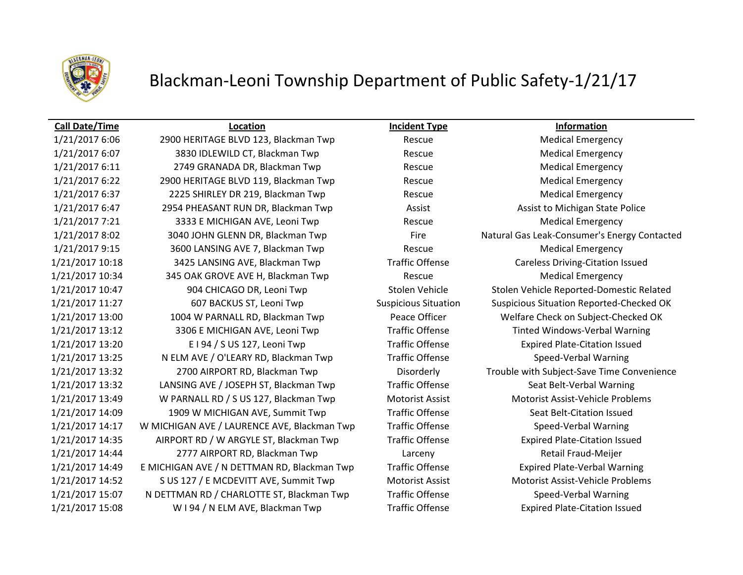# Blackman-Leoni Township Department of Public Safety-1/21/17

| Call Date/Time | Location | Incident Type | Information |
|---|---|---|---|
| 1/21/2017 6:06 | 2900 HERITAGE BLVD 123, Blackman Twp | Rescue | Medical Emergency |
| 1/21/2017 6:07 | 3830 IDLEWILD CT, Blackman Twp | Rescue | Medical Emergency |
| 1/21/2017 6:11 | 2749 GRANADA DR, Blackman Twp | Rescue | Medical Emergency |
| 1/21/2017 6:22 | 2900 HERITAGE BLVD 119, Blackman Twp | Rescue | Medical Emergency |
| 1/21/2017 6:37 | 2225 SHIRLEY DR 219, Blackman Twp | Rescue | Medical Emergency |
| 1/21/2017 6:47 | 2954 PHEASANT RUN DR, Blackman Twp | Assist | Assist to Michigan State Police |
| 1/21/2017 7:21 | 3333 E MICHIGAN AVE, Leoni Twp | Rescue | Medical Emergency |
| 1/21/2017 8:02 | 3040 JOHN GLENN DR, Blackman Twp | Fire | Natural Gas Leak-Consumer's Energy Contacted |
| 1/21/2017 9:15 | 3600 LANSING AVE 7, Blackman Twp | Rescue | Medical Emergency |
| 1/21/2017 10:18 | 3425 LANSING AVE, Blackman Twp | Traffic Offense | Careless Driving-Citation Issued |
| 1/21/2017 10:34 | 345 OAK GROVE AVE H, Blackman Twp | Rescue | Medical Emergency |
| 1/21/2017 10:47 | 904 CHICAGO DR, Leoni Twp | Stolen Vehicle | Stolen Vehicle Reported-Domestic Related |
| 1/21/2017 11:27 | 607 BACKUS ST, Leoni Twp | Suspicious Situation | Suspicious Situation Reported-Checked OK |
| 1/21/2017 13:00 | 1004 W PARNALL RD, Blackman Twp | Peace Officer | Welfare Check on Subject-Checked OK |
| 1/21/2017 13:12 | 3306 E MICHIGAN AVE, Leoni Twp | Traffic Offense | Tinted Windows-Verbal Warning |
| 1/21/2017 13:20 | E I 94 / S US 127, Leoni Twp | Traffic Offense | Expired Plate-Citation Issued |
| 1/21/2017 13:25 | N ELM AVE / O'LEARY RD, Blackman Twp | Traffic Offense | Speed-Verbal Warning |
| 1/21/2017 13:32 | 2700 AIRPORT RD, Blackman Twp | Disorderly | Trouble with Subject-Save Time Convenience |
| 1/21/2017 13:32 | LANSING AVE / JOSEPH ST, Blackman Twp | Traffic Offense | Seat Belt-Verbal Warning |
| 1/21/2017 13:49 | W PARNALL RD / S US 127, Blackman Twp | Motorist Assist | Motorist Assist-Vehicle Problems |
| 1/21/2017 14:09 | 1909 W MICHIGAN AVE, Summit Twp | Traffic Offense | Seat Belt-Citation Issued |
| 1/21/2017 14:17 | W MICHIGAN AVE / LAURENCE AVE, Blackman Twp | Traffic Offense | Speed-Verbal Warning |
| 1/21/2017 14:35 | AIRPORT RD / W ARGYLE ST, Blackman Twp | Traffic Offense | Expired Plate-Citation Issued |
| 1/21/2017 14:44 | 2777 AIRPORT RD, Blackman Twp | Larceny | Retail Fraud-Meijer |
| 1/21/2017 14:49 | E MICHIGAN AVE / N DETTMAN RD, Blackman Twp | Traffic Offense | Expired Plate-Verbal Warning |
| 1/21/2017 14:52 | S US 127 / E MCDEVITT AVE, Summit Twp | Motorist Assist | Motorist Assist-Vehicle Problems |
| 1/21/2017 15:07 | N DETTMAN RD / CHARLOTTE ST, Blackman Twp | Traffic Offense | Speed-Verbal Warning |
| 1/21/2017 15:08 | W I 94 / N ELM AVE, Blackman Twp | Traffic Offense | Expired Plate-Citation Issued |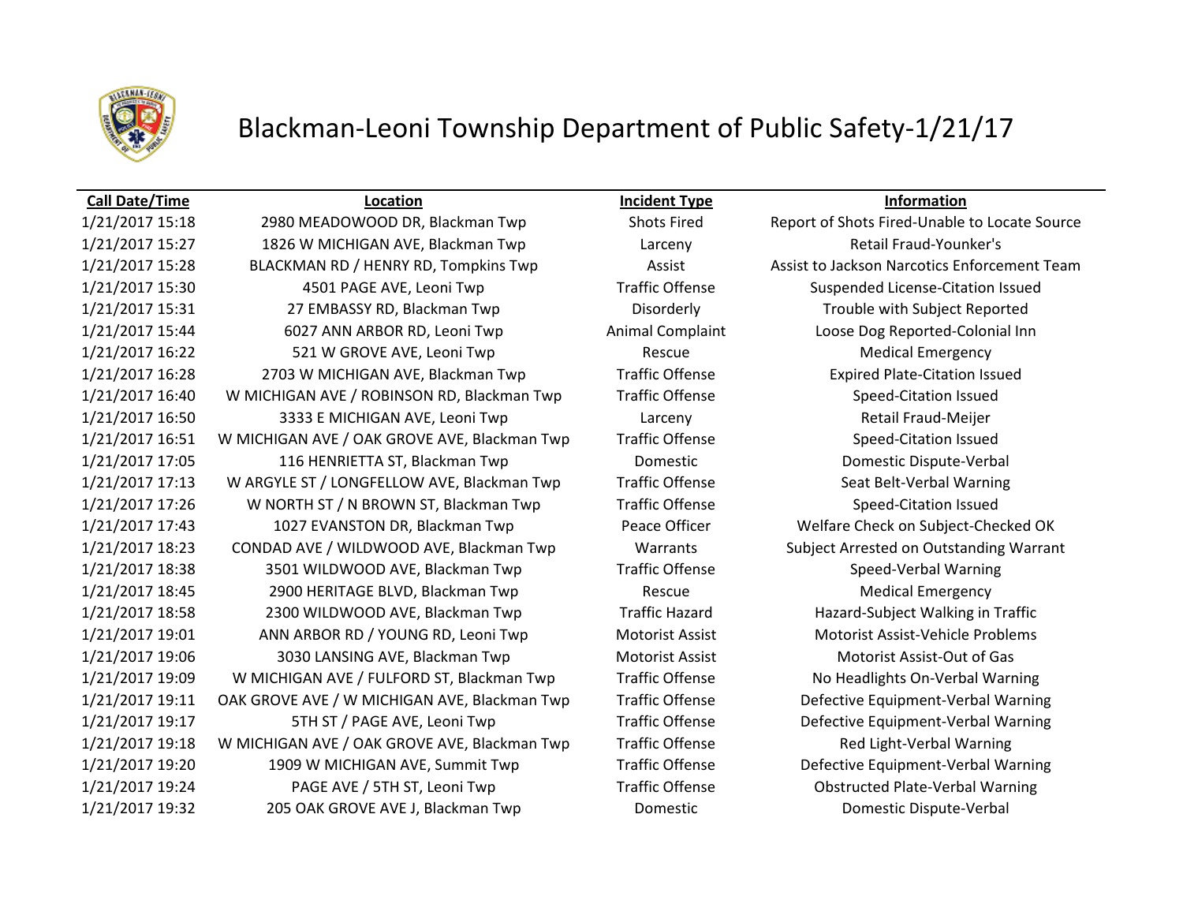# Blackman-Leoni Township Department of Public Safety-1/21/17

| Call Date/Time | Location | Incident Type | Information |
|---|---|---|---|
| 1/21/2017 15:18 | 2980 MEADOWOOD DR, Blackman Twp | Shots Fired | Report of Shots Fired-Unable to Locate Source |
| 1/21/2017 15:27 | 1826 W MICHIGAN AVE, Blackman Twp | Larceny | Retail Fraud-Younker's |
| 1/21/2017 15:28 | BLACKMAN RD / HENRY RD, Tompkins Twp | Assist | Assist to Jackson Narcotics Enforcement Team |
| 1/21/2017 15:30 | 4501 PAGE AVE, Leoni Twp | Traffic Offense | Suspended License-Citation Issued |
| 1/21/2017 15:31 | 27 EMBASSY RD, Blackman Twp | Disorderly | Trouble with Subject Reported |
| 1/21/2017 15:44 | 6027 ANN ARBOR RD, Leoni Twp | Animal Complaint | Loose Dog Reported-Colonial Inn |
| 1/21/2017 16:22 | 521 W GROVE AVE, Leoni Twp | Rescue | Medical Emergency |
| 1/21/2017 16:28 | 2703 W MICHIGAN AVE, Blackman Twp | Traffic Offense | Expired Plate-Citation Issued |
| 1/21/2017 16:40 | W MICHIGAN AVE / ROBINSON RD, Blackman Twp | Traffic Offense | Speed-Citation Issued |
| 1/21/2017 16:50 | 3333 E MICHIGAN AVE, Leoni Twp | Larceny | Retail Fraud-Meijer |
| 1/21/2017 16:51 | W MICHIGAN AVE / OAK GROVE AVE, Blackman Twp | Traffic Offense | Speed-Citation Issued |
| 1/21/2017 17:05 | 116 HENRIETTA ST, Blackman Twp | Domestic | Domestic Dispute-Verbal |
| 1/21/2017 17:13 | W ARGYLE ST / LONGFELLOW AVE, Blackman Twp | Traffic Offense | Seat Belt-Verbal Warning |
| 1/21/2017 17:26 | W NORTH ST / N BROWN ST, Blackman Twp | Traffic Offense | Speed-Citation Issued |
| 1/21/2017 17:43 | 1027 EVANSTON DR, Blackman Twp | Peace Officer | Welfare Check on Subject-Checked OK |
| 1/21/2017 18:23 | CONDAD AVE / WILDWOOD AVE, Blackman Twp | Warrants | Subject Arrested on Outstanding Warrant |
| 1/21/2017 18:38 | 3501 WILDWOOD AVE, Blackman Twp | Traffic Offense | Speed-Verbal Warning |
| 1/21/2017 18:45 | 2900 HERITAGE BLVD, Blackman Twp | Rescue | Medical Emergency |
| 1/21/2017 18:58 | 2300 WILDWOOD AVE, Blackman Twp | Traffic Hazard | Hazard-Subject Walking in Traffic |
| 1/21/2017 19:01 | ANN ARBOR RD / YOUNG RD, Leoni Twp | Motorist Assist | Motorist Assist-Vehicle Problems |
| 1/21/2017 19:06 | 3030 LANSING AVE, Blackman Twp | Motorist Assist | Motorist Assist-Out of Gas |
| 1/21/2017 19:09 | W MICHIGAN AVE / FULFORD ST, Blackman Twp | Traffic Offense | No Headlights On-Verbal Warning |
| 1/21/2017 19:11 | OAK GROVE AVE / W MICHIGAN AVE, Blackman Twp | Traffic Offense | Defective Equipment-Verbal Warning |
| 1/21/2017 19:17 | 5TH ST / PAGE AVE, Leoni Twp | Traffic Offense | Defective Equipment-Verbal Warning |
| 1/21/2017 19:18 | W MICHIGAN AVE / OAK GROVE AVE, Blackman Twp | Traffic Offense | Red Light-Verbal Warning |
| 1/21/2017 19:20 | 1909 W MICHIGAN AVE, Summit Twp | Traffic Offense | Defective Equipment-Verbal Warning |
| 1/21/2017 19:24 | PAGE AVE / 5TH ST, Leoni Twp | Traffic Offense | Obstructed Plate-Verbal Warning |
| 1/21/2017 19:32 | 205 OAK GROVE AVE J, Blackman Twp | Domestic | Domestic Dispute-Verbal |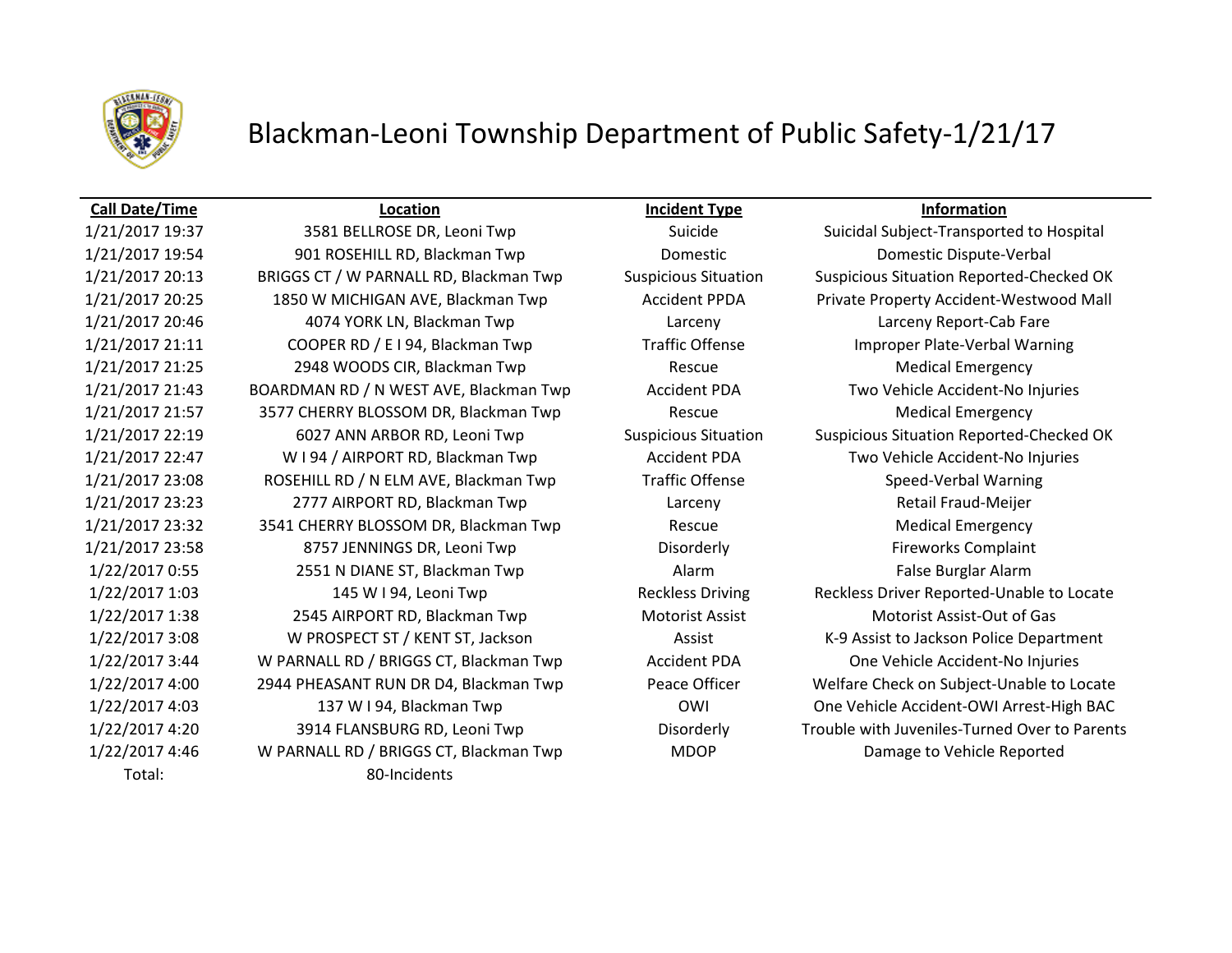# Blackman-Leoni Township Department of Public Safety-1/21/17

| Call Date/Time | Location | Incident Type | Information |
|---|---|---|---|
| 1/21/2017 19:37 | 3581 BELLROSE DR, Leoni Twp | Suicide | Suicidal Subject-Transported to Hospital |
| 1/21/2017 19:54 | 901 ROSEHILL RD, Blackman Twp | Domestic | Domestic Dispute-Verbal |
| 1/21/2017 20:13 | BRIGGS CT / W PARNALL RD, Blackman Twp | Suspicious Situation | Suspicious Situation Reported-Checked OK |
| 1/21/2017 20:25 | 1850 W MICHIGAN AVE, Blackman Twp | Accident PPDA | Private Property Accident-Westwood Mall |
| 1/21/2017 20:46 | 4074 YORK LN, Blackman Twp | Larceny | Larceny Report-Cab Fare |
| 1/21/2017 21:11 | COOPER RD / E I 94, Blackman Twp | Traffic Offense | Improper Plate-Verbal Warning |
| 1/21/2017 21:25 | 2948 WOODS CIR, Blackman Twp | Rescue | Medical Emergency |
| 1/21/2017 21:43 | BOARDMAN RD / N WEST AVE, Blackman Twp | Accident PDA | Two Vehicle Accident-No Injuries |
| 1/21/2017 21:57 | 3577 CHERRY BLOSSOM DR, Blackman Twp | Rescue | Medical Emergency |
| 1/21/2017 22:19 | 6027 ANN ARBOR RD, Leoni Twp | Suspicious Situation | Suspicious Situation Reported-Checked OK |
| 1/21/2017 22:47 | W I 94 / AIRPORT RD, Blackman Twp | Accident PDA | Two Vehicle Accident-No Injuries |
| 1/21/2017 23:08 | ROSEHILL RD / N ELM AVE, Blackman Twp | Traffic Offense | Speed-Verbal Warning |
| 1/21/2017 23:23 | 2777 AIRPORT RD, Blackman Twp | Larceny | Retail Fraud-Meijer |
| 1/21/2017 23:32 | 3541 CHERRY BLOSSOM DR, Blackman Twp | Rescue | Medical Emergency |
| 1/21/2017 23:58 | 8757 JENNINGS DR, Leoni Twp | Disorderly | Fireworks Complaint |
| 1/22/2017 0:55 | 2551 N DIANE ST, Blackman Twp | Alarm | False Burglar Alarm |
| 1/22/2017 1:03 | 145 W I 94, Leoni Twp | Reckless Driving | Reckless Driver Reported-Unable to Locate |
| 1/22/2017 1:38 | 2545 AIRPORT RD, Blackman Twp | Motorist Assist | Motorist Assist-Out of Gas |
| 1/22/2017 3:08 | W PROSPECT ST / KENT ST, Jackson | Assist | K-9 Assist to Jackson Police Department |
| 1/22/2017 3:44 | W PARNALL RD / BRIGGS CT, Blackman Twp | Accident PDA | One Vehicle Accident-No Injuries |
| 1/22/2017 4:00 | 2944 PHEASANT RUN DR D4, Blackman Twp | Peace Officer | Welfare Check on Subject-Unable to Locate |
| 1/22/2017 4:03 | 137 W I 94, Blackman Twp | OWI | One Vehicle Accident-OWI Arrest-High BAC |
| 1/22/2017 4:20 | 3914 FLANSBURG RD, Leoni Twp | Disorderly | Trouble with Juveniles-Turned Over to Parents |
| 1/22/2017 4:46 | W PARNALL RD / BRIGGS CT, Blackman Twp | MDOP | Damage to Vehicle Reported |
| Total: | 80-Incidents | | |